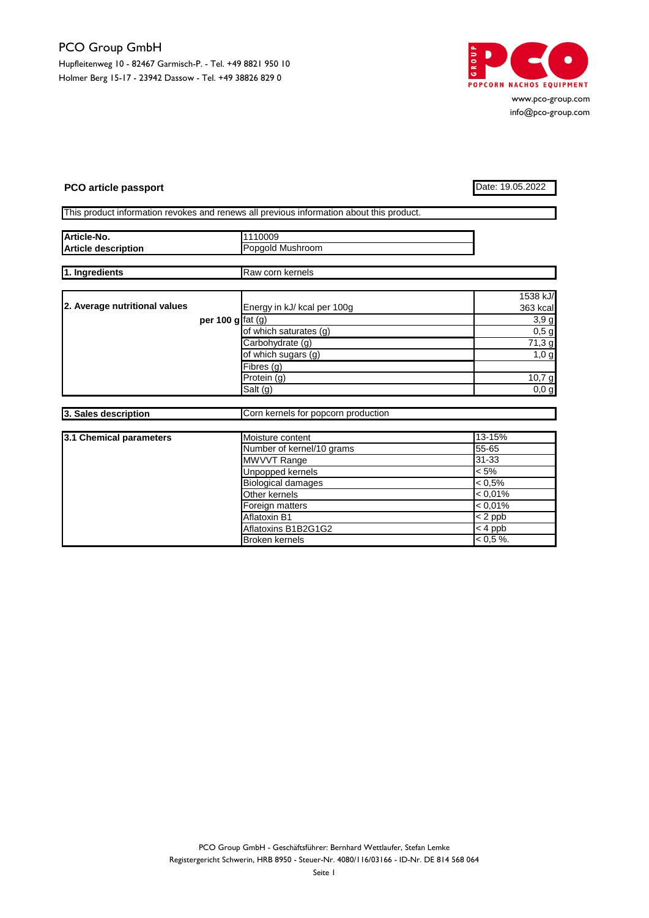PCO Group GmbH

Hupfleitenweg 10 - 82467 Garmisch-P. - Tel. +49 8821 950 10
Holmer Berg 15-17 - 23942 Dassow - Tel. +49 38826 829 0

PCO GROUP POPCORN NACHOS EQUIPMENT

www.pco-group.com
info@pco-group.com

**PCO article passport**

Date: 19.05.2022

This product information revokes and renews all previous information about this product.

| | |
|---|---|
| **Article-No.** | 1110009 |
| **Article description** | Popgold Mushroom |

| | |
|---|---|
| **1. Ingredients** | Raw corn kernels |

| | | |
|---|---|---|
| **2. Average nutritional values** | Energy in kJ/ kcal per 100g | 1538 kJ/ 363 kcal |
| **per 100 g** | fat (g) | 3,9 g |
| | of which saturates (g) | 0,5 g |
| | Carbohydrate (g) | 71,3 g |
| | of which sugars (g) | 1,0 g |
| | Fibres (g) | |
| | Protein (g) | 10,7 g |
| | Salt (g) | 0,0 g |

| | |
|---|---|
| **3. Sales description** | Corn kernels for popcorn production |

| | | |
|---|---|---|
| **3.1 Chemical parameters** | Moisture content | 13-15% |
| | Number of kernel/10 grams | 55-65 |
| | MWVVT Range | 31-33 |
| | Unpopped kernels | < 5% |
| | Biological damages | < 0,5% |
| | Other kernels | < 0,01% |
| | Foreign matters | < 0,01% |
| | Aflatoxin B1 | < 2 ppb |
| | Aflatoxins B1B2G1G2 | < 4 ppb |
| | Broken kernels | < 0,5 %. |

PCO Group GmbH - Geschäftsführer: Bernhard Wettlaufer, Stefan Lemke
Registergericht Schwerin, HRB 8950 - Steuer-Nr. 4080/116/03166 - ID-Nr. DE 814 568 064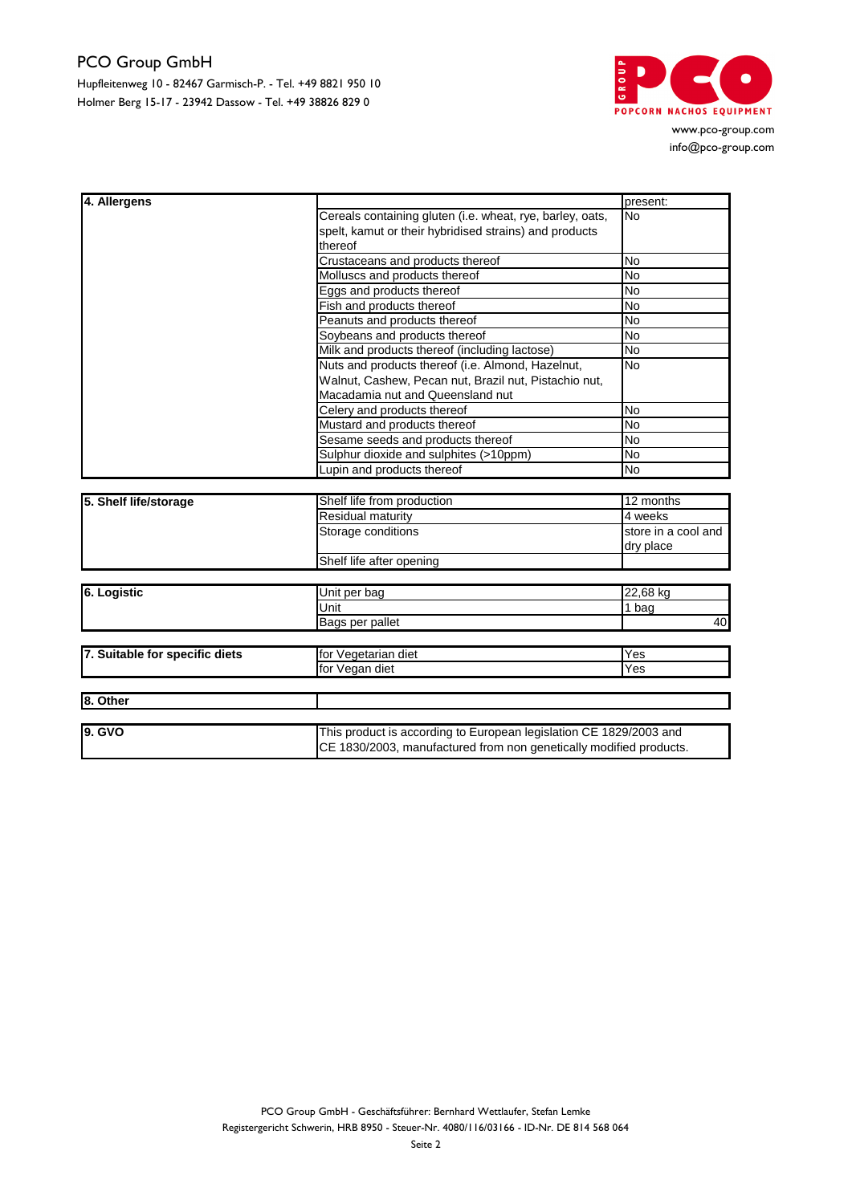PCO Group GmbH

Hupfleitenweg 10 - 82467 Garmisch-P. - Tel. +49 8821 950 10

Holmer Berg 15-17 - 23942 Dassow - Tel. +49 38826 829 0

www.pco-group.com

info@pco-group.com

| **4. Allergens** | | present: |
|---|---|---|
| | Cereals containing gluten (i.e. wheat, rye, barley, oats, spelt, kamut or their hybridised strains) and products thereof | No |
| | Crustaceans and products thereof | No |
| | Molluscs and products thereof | No |
| | Eggs and products thereof | No |
| | Fish and products thereof | No |
| | Peanuts and products thereof | No |
| | Soybeans and products thereof | No |
| | Milk and products thereof (including lactose) | No |
| | Nuts and products thereof (i.e. Almond, Hazelnut, Walnut, Cashew, Pecan nut, Brazil nut, Pistachio nut, Macadamia nut and Queensland nut | No |
| | Celery and products thereof | No |
| | Mustard and products thereof | No |
| | Sesame seeds and products thereof | No |
| | Sulphur dioxide and sulphites (>10ppm) | No |
| | Lupin and products thereof | No |

| **5. Shelf life/storage** | Shelf life from production | 12 months |
|---|---|---|
| | Residual maturity | 4 weeks |
| | Storage conditions | store in a cool and dry place |
| | Shelf life after opening | |

| **6. Logistic** | Unit per bag | 22,68 kg |
|---|---|---|
| | Unit | 1 bag |
| | Bags per pallet | 40 |

| **7. Suitable for specific diets** | for Vegetarian diet | Yes |
|---|---|---|
| | for Vegan diet | Yes |

| **8. Other** | |
|---|---|

| **9. GVO** | This product is according to European legislation CE 1829/2003 and CE 1830/2003, manufactured from non genetically modified products. |
|---|---|

PCO Group GmbH - Geschäftsführer: Bernhard Wettlaufer, Stefan Lemke

Registergericht Schwerin, HRB 8950 - Steuer-Nr. 4080/116/03166 - ID-Nr. DE 814 568 064